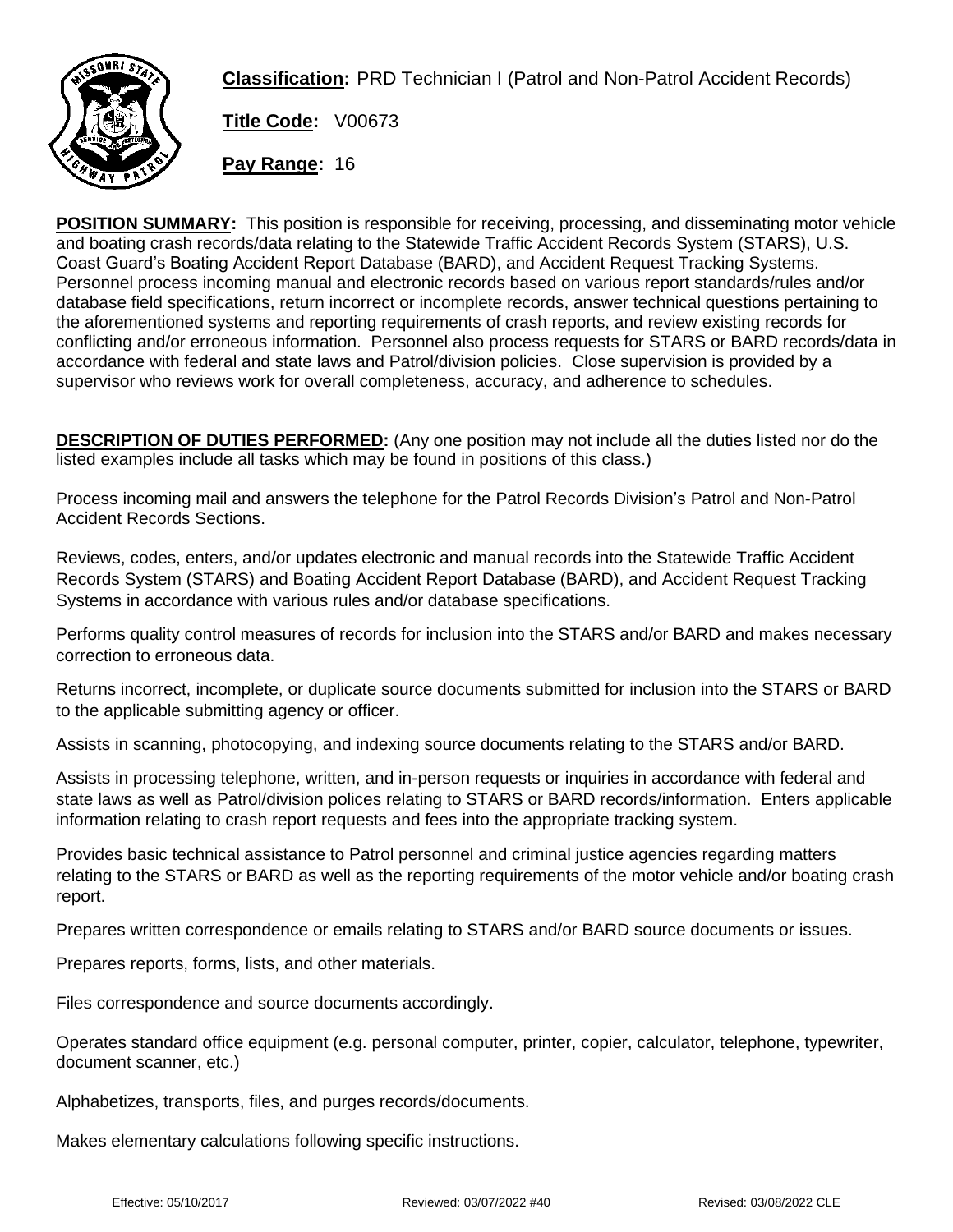**Classification:** PRD Technician I (Patrol and Non-Patrol Accident Records)

**Title Code:** V00673

**Pay Range:** 16

**POSITION SUMMARY:** This position is responsible for receiving, processing, and disseminating motor vehicle and boating crash records/data relating to the Statewide Traffic Accident Records System (STARS), U.S. Coast Guard's Boating Accident Report Database (BARD), and Accident Request Tracking Systems. Personnel process incoming manual and electronic records based on various report standards/rules and/or database field specifications, return incorrect or incomplete records, answer technical questions pertaining to the aforementioned systems and reporting requirements of crash reports, and review existing records for conflicting and/or erroneous information. Personnel also process requests for STARS or BARD records/data in accordance with federal and state laws and Patrol/division policies. Close supervision is provided by a supervisor who reviews work for overall completeness, accuracy, and adherence to schedules.

**DESCRIPTION OF DUTIES PERFORMED:** (Any one position may not include all the duties listed nor do the listed examples include all tasks which may be found in positions of this class.)

Process incoming mail and answers the telephone for the Patrol Records Division's Patrol and Non-Patrol Accident Records Sections.

Reviews, codes, enters, and/or updates electronic and manual records into the Statewide Traffic Accident Records System (STARS) and Boating Accident Report Database (BARD), and Accident Request Tracking Systems in accordance with various rules and/or database specifications.

Performs quality control measures of records for inclusion into the STARS and/or BARD and makes necessary correction to erroneous data.

Returns incorrect, incomplete, or duplicate source documents submitted for inclusion into the STARS or BARD to the applicable submitting agency or officer.

Assists in scanning, photocopying, and indexing source documents relating to the STARS and/or BARD.

Assists in processing telephone, written, and in-person requests or inquiries in accordance with federal and state laws as well as Patrol/division polices relating to STARS or BARD records/information. Enters applicable information relating to crash report requests and fees into the appropriate tracking system.

Provides basic technical assistance to Patrol personnel and criminal justice agencies regarding matters relating to the STARS or BARD as well as the reporting requirements of the motor vehicle and/or boating crash report.

Prepares written correspondence or emails relating to STARS and/or BARD source documents or issues.

Prepares reports, forms, lists, and other materials.

Files correspondence and source documents accordingly.

Operates standard office equipment (e.g. personal computer, printer, copier, calculator, telephone, typewriter, document scanner, etc.)

Alphabetizes, transports, files, and purges records/documents.

Makes elementary calculations following specific instructions.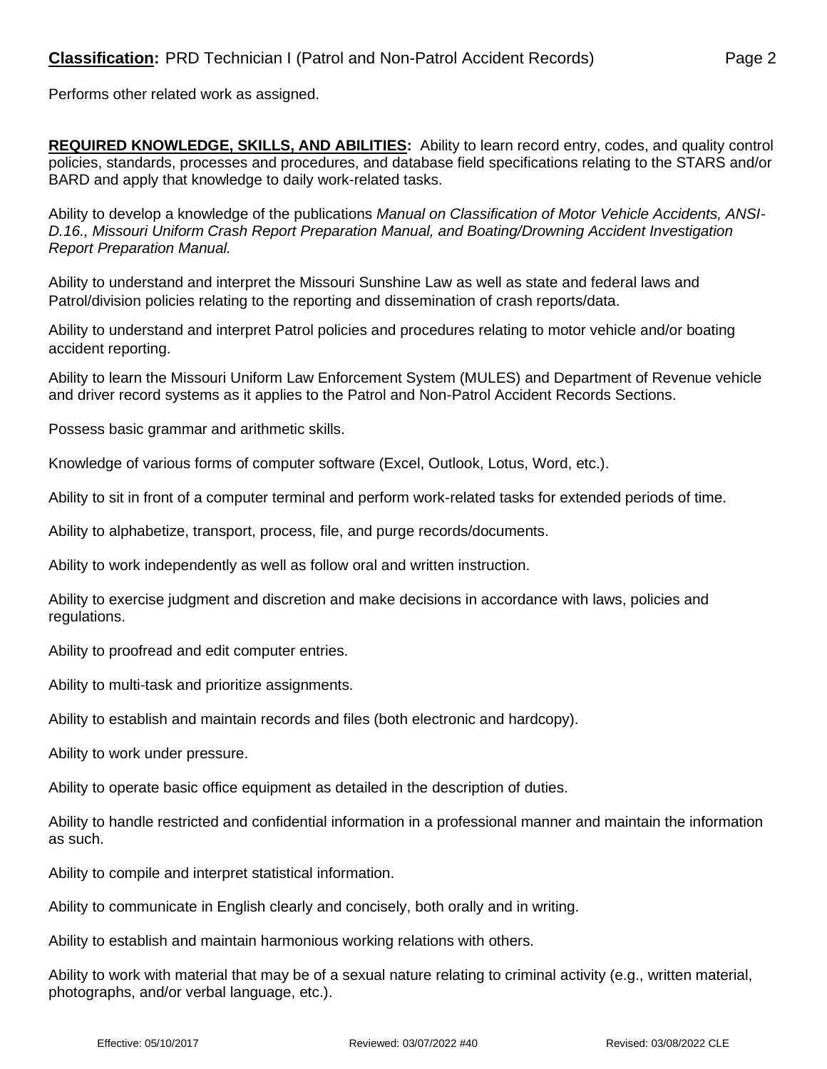Performs other related work as assigned.

**REQUIRED KNOWLEDGE, SKILLS, AND ABILITIES:** Ability to learn record entry, codes, and quality control policies, standards, processes and procedures, and database field specifications relating to the STARS and/or BARD and apply that knowledge to daily work-related tasks.

Ability to develop a knowledge of the publications *Manual on Classification of Motor Vehicle Accidents, ANSI-D.16., Missouri Uniform Crash Report Preparation Manual, and Boating/Drowning Accident Investigation Report Preparation Manual.*

Ability to understand and interpret the Missouri Sunshine Law as well as state and federal laws and Patrol/division policies relating to the reporting and dissemination of crash reports/data.

Ability to understand and interpret Patrol policies and procedures relating to motor vehicle and/or boating accident reporting.

Ability to learn the Missouri Uniform Law Enforcement System (MULES) and Department of Revenue vehicle and driver record systems as it applies to the Patrol and Non-Patrol Accident Records Sections.

Possess basic grammar and arithmetic skills.

Knowledge of various forms of computer software (Excel, Outlook, Lotus, Word, etc.).

Ability to sit in front of a computer terminal and perform work-related tasks for extended periods of time.

Ability to alphabetize, transport, process, file, and purge records/documents.

Ability to work independently as well as follow oral and written instruction.

Ability to exercise judgment and discretion and make decisions in accordance with laws, policies and regulations.

Ability to proofread and edit computer entries.

Ability to multi-task and prioritize assignments.

Ability to establish and maintain records and files (both electronic and hardcopy).

Ability to work under pressure.

Ability to operate basic office equipment as detailed in the description of duties.

Ability to handle restricted and confidential information in a professional manner and maintain the information as such.

Ability to compile and interpret statistical information.

Ability to communicate in English clearly and concisely, both orally and in writing.

Ability to establish and maintain harmonious working relations with others.

Ability to work with material that may be of a sexual nature relating to criminal activity (e.g., written material, photographs, and/or verbal language, etc.).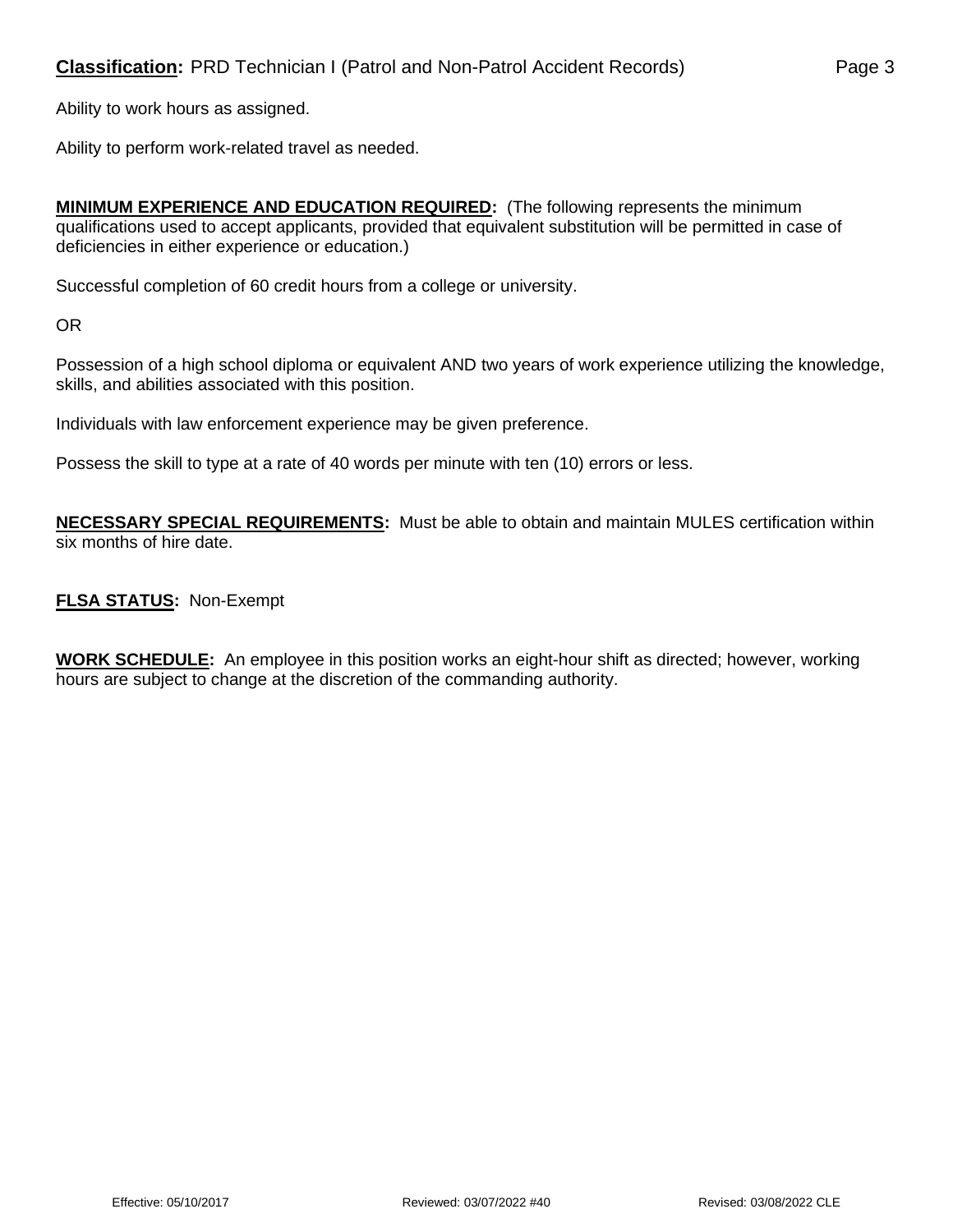Ability to work hours as assigned.

Ability to perform work-related travel as needed.

**MINIMUM EXPERIENCE AND EDUCATION REQUIRED:** (The following represents the minimum qualifications used to accept applicants, provided that equivalent substitution will be permitted in case of deficiencies in either experience or education.)

Successful completion of 60 credit hours from a college or university.

OR

Possession of a high school diploma or equivalent AND two years of work experience utilizing the knowledge, skills, and abilities associated with this position.

Individuals with law enforcement experience may be given preference.

Possess the skill to type at a rate of 40 words per minute with ten (10) errors or less.

**NECESSARY SPECIAL REQUIREMENTS:** Must be able to obtain and maintain MULES certification within six months of hire date.

**FLSA STATUS:** Non-Exempt

**WORK SCHEDULE:** An employee in this position works an eight-hour shift as directed; however, working hours are subject to change at the discretion of the commanding authority.